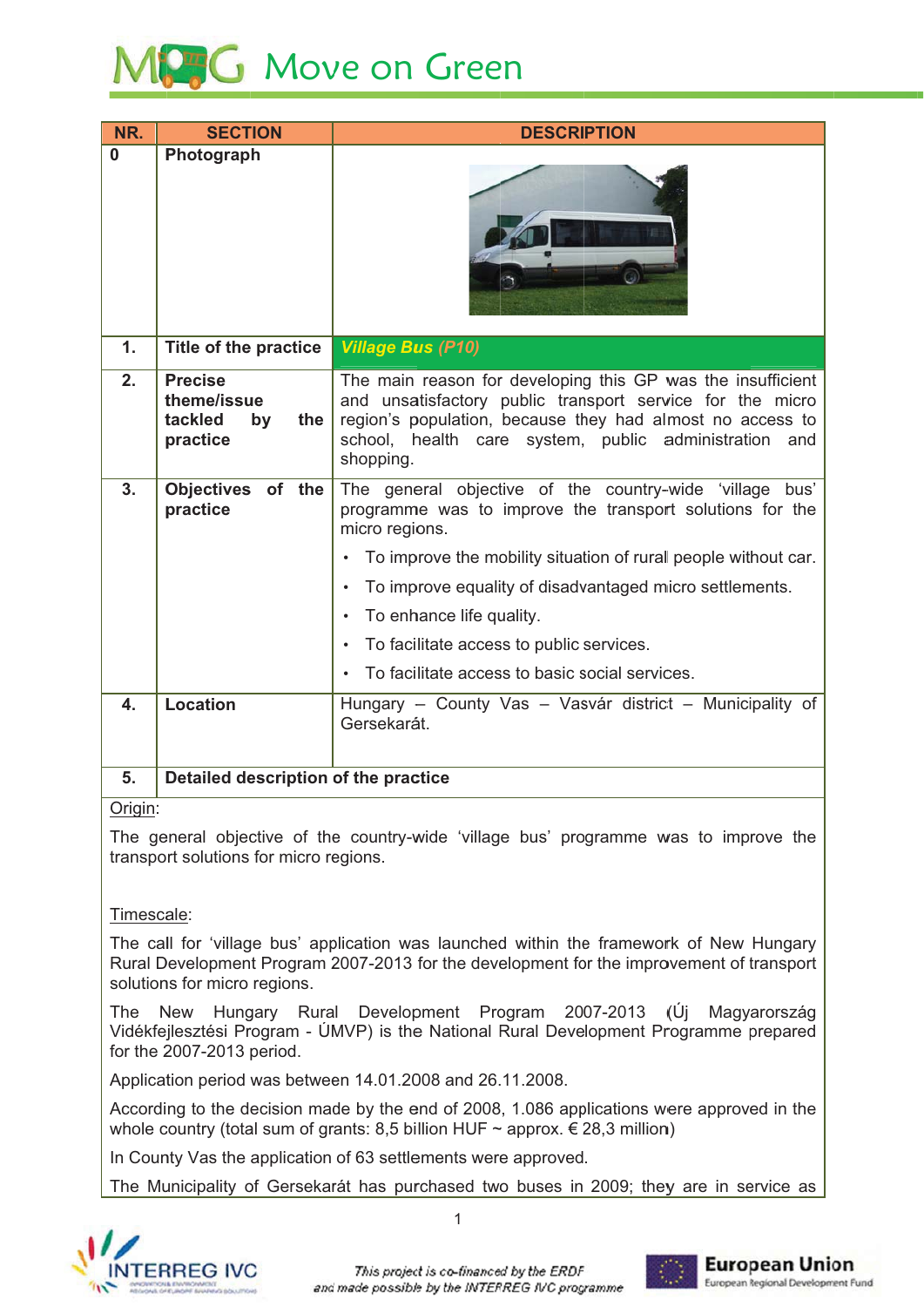# Move on Green

| NR. | SECTION | DESCRIPTION |
|---|---|---|
| 0 | Photograph | |
| 1. | Title of the practice | ***Village Bus (P10)*** |
| 2. | Precise theme/issue tackled by the practice | The main reason for developing this GP was the insufficient and unsatisfactory public transport service for the micro region's population, because they had almost no access to school, health care system, public administration and shopping. |
| 3. | Objectives of the practice | The general objective of the country-wide 'village bus' programme was to improve the transport solutions for the micro regions.<br>• To improve the mobility situation of rural people without car.<br>• To improve equality of disadvantaged micro settlements.<br>• To enhance life quality.<br>• To facilitate access to public services.<br>• To facilitate access to basic social services. |
| 4. | Location | Hungary – County Vas – Vasvár district – Municipality of Gersekarát. |
| 5. | Detailed description of the practice | |

Origin:

The general objective of the country-wide 'village bus' programme was to improve the transport solutions for micro regions.

Timescale:

The call for 'village bus' application was launched within the framework of New Hungary Rural Development Program 2007-2013 for the development for the improvement of transport solutions for micro regions.

The New Hungary Rural Development Program 2007-2013 (Új Magyarország Vidékfejlesztési Program - ÚMVP) is the National Rural Development Programme prepared for the 2007-2013 period.

Application period was between 14.01.2008 and 26.11.2008.

According to the decision made by the end of 2008, 1.086 applications were approved in the whole country (total sum of grants: 8,5 billion HUF ~ approx. € 28,3 million)

In County Vas the application of 63 settlements were approved.

The Municipality of Gersekarát has purchased two buses in 2009; they are in service as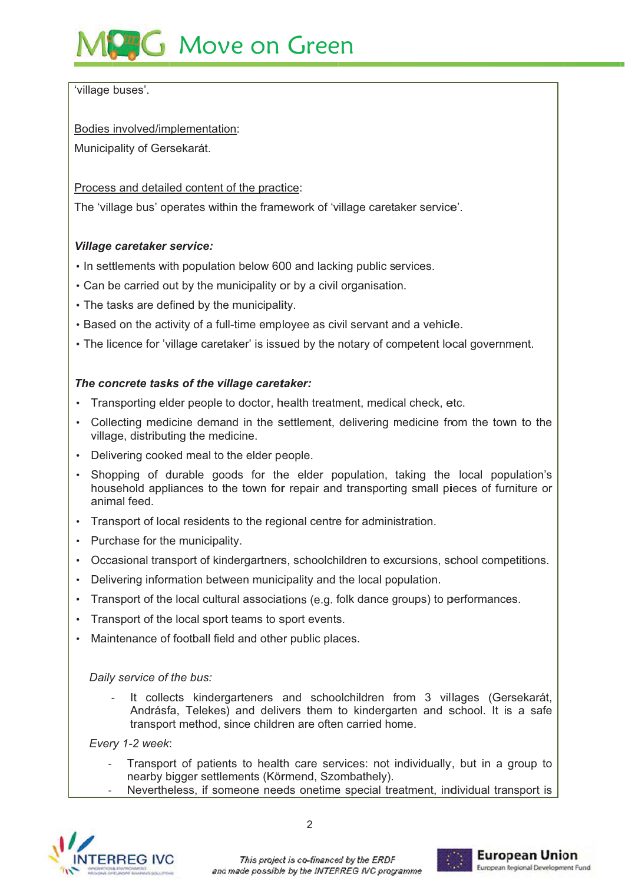'village buses'.

Bodies involved/implementation:

Municipality of Gersekarát.

Process and detailed content of the practice:

The 'village bus' operates within the framework of 'village caretaker service'.

***Village caretaker service:***

- In settlements with population below 600 and lacking public services.
- Can be carried out by the municipality or by a civil organisation.
- The tasks are defined by the municipality.
- Based on the activity of a full-time employee as civil servant and a vehicle.
- The licence for 'village caretaker' is issued by the notary of competent local government.

***The concrete tasks of the village caretaker:***

- Transporting elder people to doctor, health treatment, medical check, etc.
- Collecting medicine demand in the settlement, delivering medicine from the town to the village, distributing the medicine.
- Delivering cooked meal to the elder people.
- Shopping of durable goods for the elder population, taking the local population's household appliances to the town for repair and transporting small pieces of furniture or animal feed.
- Transport of local residents to the regional centre for administration.
- Purchase for the municipality.
- Occasional transport of kindergartners, schoolchildren to excursions, school competitions.
- Delivering information between municipality and the local population.
- Transport of the local cultural associations (e.g. folk dance groups) to performances.
- Transport of the local sport teams to sport events.
- Maintenance of football field and other public places.

*Daily service of the bus:*

- It collects kindergarteners and schoolchildren from 3 villages (Gersekarát, Andrásfa, Telekes) and delivers them to kindergarten and school. It is a safe transport method, since children are often carried home.

*Every 1-2 week*:

- Transport of patients to health care services: not individually, but in a group to nearby bigger settlements (Körmend, Szombathely).
- Nevertheless, if someone needs onetime special treatment, individual transport is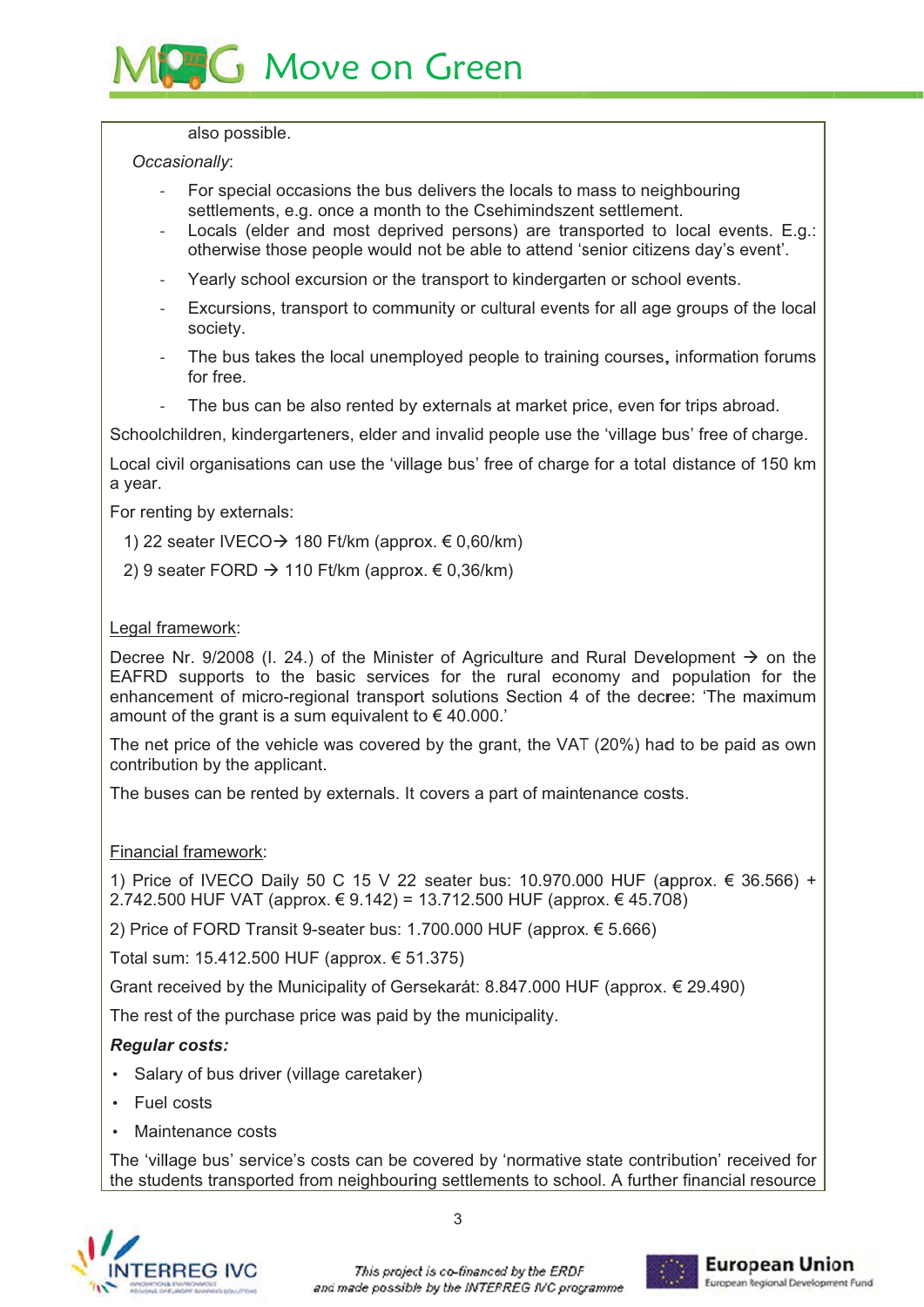also possible.

*Occasionally*:

- For special occasions the bus delivers the locals to mass to neighbouring settlements, e.g. once a month to the Csehimindszent settlement.
- Locals (elder and most deprived persons) are transported to local events. E.g.: otherwise those people would not be able to attend 'senior citizens day's event'.
- Yearly school excursion or the transport to kindergarten or school events.
- Excursions, transport to community or cultural events for all age groups of the local society.
- The bus takes the local unemployed people to training courses, information forums for free.
- The bus can be also rented by externals at market price, even for trips abroad.

Schoolchildren, kindergarteners, elder and invalid people use the 'village bus' free of charge.

Local civil organisations can use the 'village bus' free of charge for a total distance of 150 km a year.

For renting by externals:

1) 22 seater IVECO→ 180 Ft/km (approx. € 0,60/km)
2) 9 seater FORD → 110 Ft/km (approx. € 0,36/km)

Legal framework:

Decree Nr. 9/2008 (I. 24.) of the Minister of Agriculture and Rural Development → on the EAFRD supports to the basic services for the rural economy and population for the enhancement of micro-regional transport solutions Section 4 of the decree: 'The maximum amount of the grant is a sum equivalent to € 40.000.'

The net price of the vehicle was covered by the grant, the VAT (20%) had to be paid as own contribution by the applicant.

The buses can be rented by externals. It covers a part of maintenance costs.

Financial framework:

1) Price of IVECO Daily 50 C 15 V 22 seater bus: 10.970.000 HUF (approx. € 36.566) + 2.742.500 HUF VAT (approx. € 9.142) = 13.712.500 HUF (approx. € 45.708)

2) Price of FORD Transit 9-seater bus: 1.700.000 HUF (approx. € 5.666)

Total sum: 15.412.500 HUF (approx. € 51.375)

Grant received by the Municipality of Gersekarát: 8.847.000 HUF (approx. € 29.490)

The rest of the purchase price was paid by the municipality.

***Regular costs:***

- Salary of bus driver (village caretaker)
- Fuel costs
- Maintenance costs

The 'village bus' service's costs can be covered by 'normative state contribution' received for the students transported from neighbouring settlements to school. A further financial resource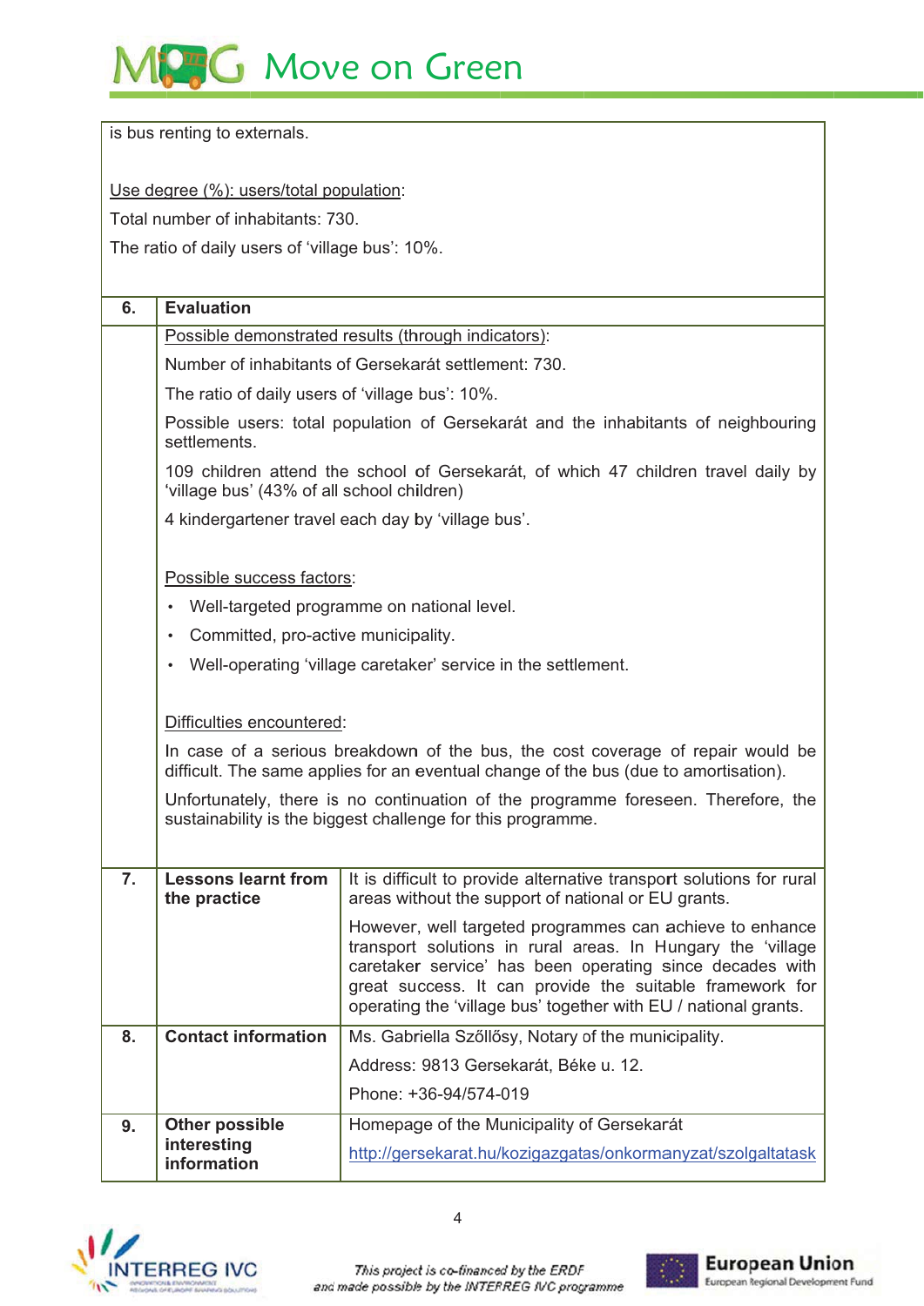| | | |
|---|---|---|
| | is bus renting to externals.<br><br><u>Use degree (%): users/total population</u>:<br>Total number of inhabitants: 730.<br>The ratio of daily users of 'village bus': 10%. | |
| **6.** | **Evaluation** | |
| | <u>Possible demonstrated results (through indicators)</u>:<br>Number of inhabitants of Gersekarát settlement: 730.<br>The ratio of daily users of 'village bus': 10%.<br>Possible users: total population of Gersekarát and the inhabitants of neighbouring settlements.<br>109 children attend the school of Gersekarát, of which 47 children travel daily by 'village bus' (43% of all school children)<br>4 kindergartener travel each day by 'village bus'.<br><br><u>Possible success factors</u>:<br>• Well-targeted programme on national level.<br>• Committed, pro-active municipality.<br>• Well-operating 'village caretaker' service in the settlement.<br><br><u>Difficulties encountered</u>:<br>In case of a serious breakdown of the bus, the cost coverage of repair would be difficult. The same applies for an eventual change of the bus (due to amortisation).<br>Unfortunately, there is no continuation of the programme foreseen. Therefore, the sustainability is the biggest challenge for this programme. | |
| **7.** | **Lessons learnt from the practice** | It is difficult to provide alternative transport solutions for rural areas without the support of national or EU grants.<br>However, well targeted programmes can achieve to enhance transport solutions in rural areas. In Hungary the 'village caretaker service' has been operating since decades with great success. It can provide the suitable framework for operating the 'village bus' together with EU / national grants. |
| **8.** | **Contact information** | Ms. Gabriella Szőllősy, Notary of the municipality.<br>Address: 9813 Gersekarát, Béke u. 12.<br>Phone: +36-94/574-019 |
| **9.** | **Other possible interesting information** | Homepage of the Municipality of Gersekarát<br>http://gersekarat.hu/kozigazgatas/onkormanyzat/szolgaltatask |